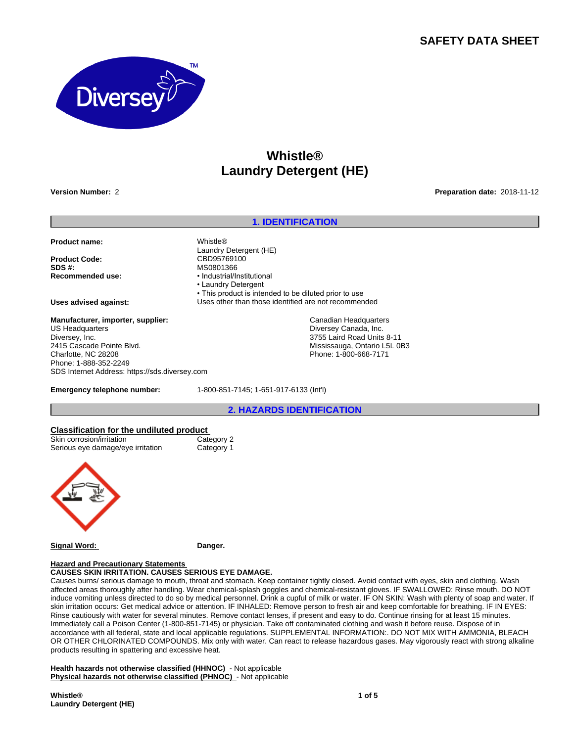**SAFETY DATA SHEET**

# Whistle®
# Laundry Detergent (HE)

**Version Number:** 2

**Preparation date:** 2018-11-12

## 1. IDENTIFICATION

**Product name:** Whistle®
Laundry Detergent (HE)

**Product Code:** CBD95769100

**SDS #:** MS0801366

**Recommended use:**
- Industrial/Institutional
- Laundry Detergent
- This product is intended to be diluted prior to use

**Uses advised against:** Uses other than those identified are not recommended

**Manufacturer, importer, supplier:**

US Headquarters
Diversey, Inc.
2415 Cascade Pointe Blvd.
Charlotte, NC 28208
Phone: 1-888-352-2249
SDS Internet Address: https://sds.diversey.com

Canadian Headquarters
Diversey Canada, Inc.
3755 Laird Road Units 8-11
Mississauga, Ontario L5L 0B3
Phone: 1-800-668-7171

**Emergency telephone number:** 1-800-851-7145; 1-651-917-6133 (Int'l)

## 2. HAZARDS IDENTIFICATION

**Classification for the undiluted product**

| | |
|---|---|
| Skin corrosion/irritation | Category 2 |
| Serious eye damage/eye irritation | Category 1 |

**Signal Word:** **Danger.**

**Hazard and Precautionary Statements**

**CAUSES SKIN IRRITATION. CAUSES SERIOUS EYE DAMAGE.**

Causes burns/ serious damage to mouth, throat and stomach. Keep container tightly closed. Avoid contact with eyes, skin and clothing. Wash affected areas thoroughly after handling. Wear chemical-splash goggles and chemical-resistant gloves. IF SWALLOWED: Rinse mouth. DO NOT induce vomiting unless directed to do so by medical personnel. Drink a cupful of milk or water. IF ON SKIN: Wash with plenty of soap and water. If skin irritation occurs: Get medical advice or attention. IF INHALED: Remove person to fresh air and keep comfortable for breathing. IF IN EYES: Rinse cautiously with water for several minutes. Remove contact lenses, if present and easy to do. Continue rinsing for at least 15 minutes. Immediately call a Poison Center (1-800-851-7145) or physician. Take off contaminated clothing and wash it before reuse. Dispose of in accordance with all federal, state and local applicable regulations. SUPPLEMENTAL INFORMATION:. DO NOT MIX WITH AMMONIA, BLEACH OR OTHER CHLORINATED COMPOUNDS. Mix only with water. Can react to release hazardous gases. May vigorously react with strong alkaline products resulting in spattering and excessive heat.

**Health hazards not otherwise classified (HHNOC)** - Not applicable
**Physical hazards not otherwise classified (PHNOC)** - Not applicable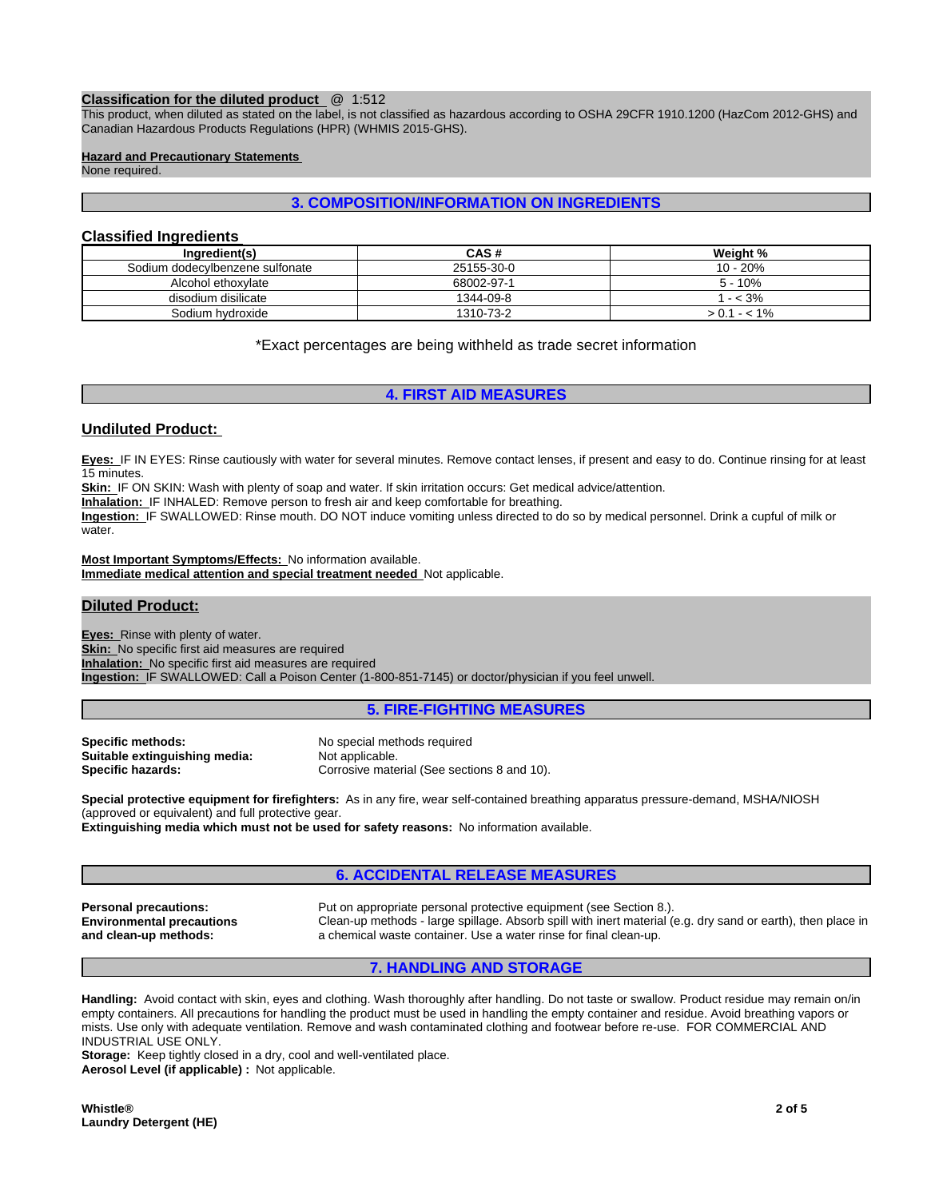**Classification for the diluted product** @ 1:512
This product, when diluted as stated on the label, is not classified as hazardous according to OSHA 29CFR 1910.1200 (HazCom 2012-GHS) and Canadian Hazardous Products Regulations (HPR) (WHMIS 2015-GHS).

**Hazard and Precautionary Statements**
None required.

## 3. COMPOSITION/INFORMATION ON INGREDIENTS

### Classified Ingredients

| Ingredient(s) | CAS # | Weight % |
|---|---|---|
| Sodium dodecylbenzene sulfonate | 25155-30-0 | 10 - 20% |
| Alcohol ethoxylate | 68002-97-1 | 5 - 10% |
| disodium disilicate | 1344-09-8 | 1 - < 3% |
| Sodium hydroxide | 1310-73-2 | > 0.1 - < 1% |

*Exact percentages are being withheld as trade secret information

## 4. FIRST AID MEASURES

### Undiluted Product:

**Eyes:** IF IN EYES: Rinse cautiously with water for several minutes. Remove contact lenses, if present and easy to do. Continue rinsing for at least 15 minutes.
**Skin:** IF ON SKIN: Wash with plenty of soap and water. If skin irritation occurs: Get medical advice/attention.
**Inhalation:** IF INHALED: Remove person to fresh air and keep comfortable for breathing.
**Ingestion:** IF SWALLOWED: Rinse mouth. DO NOT induce vomiting unless directed to do so by medical personnel. Drink a cupful of milk or water.

**Most Important Symptoms/Effects:** No information available.
**Immediate medical attention and special treatment needed** Not applicable.

### Diluted Product:

**Eyes:** Rinse with plenty of water.
**Skin:** No specific first aid measures are required
**Inhalation:** No specific first aid measures are required
**Ingestion:** IF SWALLOWED: Call a Poison Center (1-800-851-7145) or doctor/physician if you feel unwell.

## 5. FIRE-FIGHTING MEASURES

**Specific methods:** No special methods required
**Suitable extinguishing media:** Not applicable.
**Specific hazards:** Corrosive material (See sections 8 and 10).

**Special protective equipment for firefighters:** As in any fire, wear self-contained breathing apparatus pressure-demand, MSHA/NIOSH (approved or equivalent) and full protective gear.
**Extinguishing media which must not be used for safety reasons:** No information available.

## 6. ACCIDENTAL RELEASE MEASURES

**Personal precautions:** Put on appropriate personal protective equipment (see Section 8.).
**Environmental precautions and clean-up methods:** Clean-up methods - large spillage. Absorb spill with inert material (e.g. dry sand or earth), then place in a chemical waste container. Use a water rinse for final clean-up.

## 7. HANDLING AND STORAGE

**Handling:** Avoid contact with skin, eyes and clothing. Wash thoroughly after handling. Do not taste or swallow. Product residue may remain on/in empty containers. All precautions for handling the product must be used in handling the empty container and residue. Avoid breathing vapors or mists. Use only with adequate ventilation. Remove and wash contaminated clothing and footwear before re-use. FOR COMMERCIAL AND INDUSTRIAL USE ONLY.
**Storage:** Keep tightly closed in a dry, cool and well-ventilated place.
**Aerosol Level (if applicable) :** Not applicable.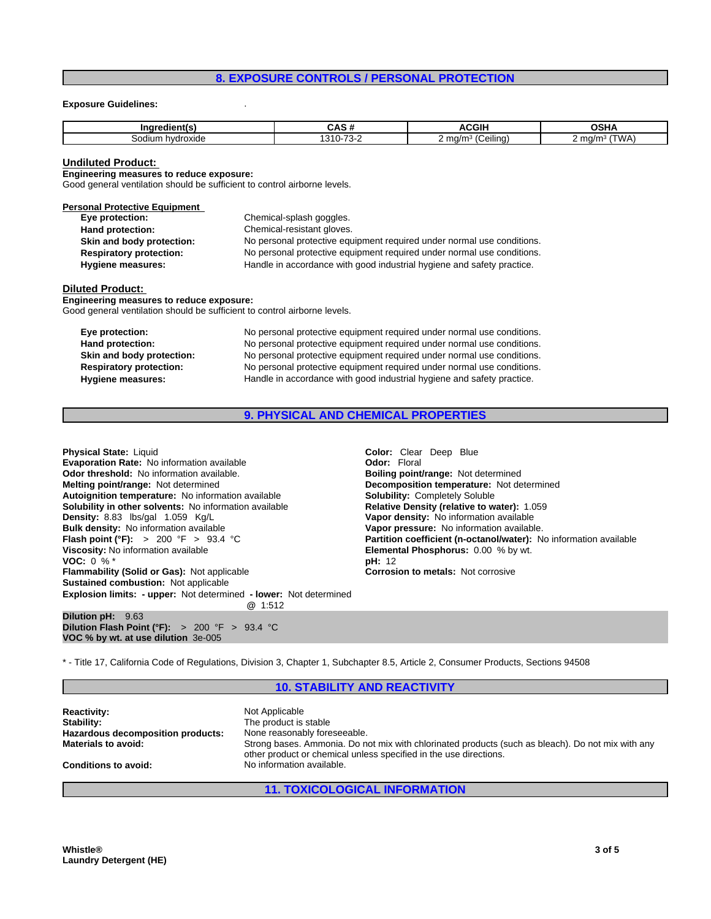## 8. EXPOSURE CONTROLS / PERSONAL PROTECTION

**Exposure Guidelines:** .

| Ingredient(s) | CAS # | ACGIH | OSHA |
|---|---|---|---|
| Sodium hydroxide | 1310-73-2 | 2 mg/m³ (Ceiling) | 2 mg/m³ (TWA) |

**Undiluted Product:**

**Engineering measures to reduce exposure:**
Good general ventilation should be sufficient to control airborne levels.

**Personal Protective Equipment**

**Eye protection:** Chemical-splash goggles.
**Hand protection:** Chemical-resistant gloves.
**Skin and body protection:** No personal protective equipment required under normal use conditions.
**Respiratory protection:** No personal protective equipment required under normal use conditions.
**Hygiene measures:** Handle in accordance with good industrial hygiene and safety practice.

**Diluted Product:**

**Engineering measures to reduce exposure:**
Good general ventilation should be sufficient to control airborne levels.

**Eye protection:** No personal protective equipment required under normal use conditions.
**Hand protection:** No personal protective equipment required under normal use conditions.
**Skin and body protection:** No personal protective equipment required under normal use conditions.
**Respiratory protection:** No personal protective equipment required under normal use conditions.
**Hygiene measures:** Handle in accordance with good industrial hygiene and safety practice.

## 9. PHYSICAL AND CHEMICAL PROPERTIES

**Physical State:** Liquid
**Evaporation Rate:** No information available
**Odor threshold:** No information available.
**Melting point/range:** Not determined
**Autoignition temperature:** No information available
**Solubility in other solvents:** No information available
**Density:** 8.83 lbs/gal 1.059 Kg/L
**Bulk density:** No information available
**Flash point (°F):** > 200 °F > 93.4 °C
**Viscosity:** No information available
**VOC:** 0 % *
**Flammability (Solid or Gas):** Not applicable
**Sustained combustion:** Not applicable
**Explosion limits: - upper:** Not determined **- lower:** Not determined

**Color:** Clear Deep Blue
**Odor:** Floral
**Boiling point/range:** Not determined
**Decomposition temperature:** Not determined
**Solubility:** Completely Soluble
**Relative Density (relative to water):** 1.059
**Vapor density:** No information available
**Vapor pressure:** No information available.
**Partition coefficient (n-octanol/water):** No information available
**Elemental Phosphorus:** 0.00 % by wt.
**pH:** 12
**Corrosion to metals:** Not corrosive

@ 1:512
**Dilution pH:** 9.63
**Dilution Flash Point (°F):** > 200 °F > 93.4 °C
**VOC % by wt. at use dilution** 3e-005

* - Title 17, California Code of Regulations, Division 3, Chapter 1, Subchapter 8.5, Article 2, Consumer Products, Sections 94508

## 10. STABILITY AND REACTIVITY

**Reactivity:** Not Applicable
**Stability:** The product is stable
**Hazardous decomposition products:** None reasonably foreseeable.
**Materials to avoid:** Strong bases. Ammonia. Do not mix with chlorinated products (such as bleach). Do not mix with any other product or chemical unless specified in the use directions.
**Conditions to avoid:** No information available.

## 11. TOXICOLOGICAL INFORMATION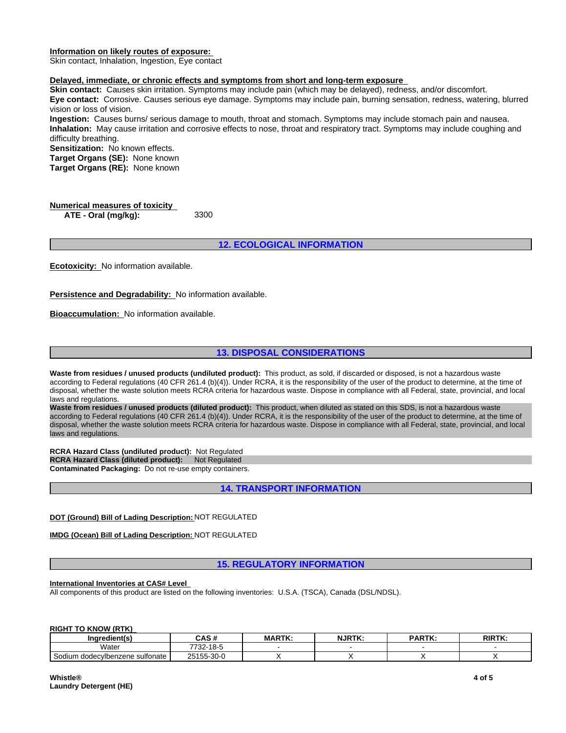**Information on likely routes of exposure:**
Skin contact, Inhalation, Ingestion, Eye contact

**Delayed, immediate, or chronic effects and symptoms from short and long-term exposure**
**Skin contact:** Causes skin irritation. Symptoms may include pain (which may be delayed), redness, and/or discomfort.
**Eye contact:** Corrosive. Causes serious eye damage. Symptoms may include pain, burning sensation, redness, watering, blurred vision or loss of vision.
**Ingestion:** Causes burns/ serious damage to mouth, throat and stomach. Symptoms may include stomach pain and nausea.
**Inhalation:** May cause irritation and corrosive effects to nose, throat and respiratory tract. Symptoms may include coughing and difficulty breathing.
**Sensitization:** No known effects.
**Target Organs (SE):** None known
**Target Organs (RE):** None known

**Numerical measures of toxicity**
**ATE - Oral (mg/kg):** 3300

## 12. ECOLOGICAL INFORMATION

**Ecotoxicity:** No information available.

**Persistence and Degradability:** No information available.

**Bioaccumulation:** No information available.

## 13. DISPOSAL CONSIDERATIONS

**Waste from residues / unused products (undiluted product):** This product, as sold, if discarded or disposed, is not a hazardous waste according to Federal regulations (40 CFR 261.4 (b)(4)). Under RCRA, it is the responsibility of the user of the product to determine, at the time of disposal, whether the waste solution meets RCRA criteria for hazardous waste. Dispose in compliance with all Federal, state, provincial, and local laws and regulations.
**Waste from residues / unused products (diluted product):** This product, when diluted as stated on this SDS, is not a hazardous waste according to Federal regulations (40 CFR 261.4 (b)(4)). Under RCRA, it is the responsibility of the user of the product to determine, at the time of disposal, whether the waste solution meets RCRA criteria for hazardous waste. Dispose in compliance with all Federal, state, provincial, and local laws and regulations.

**RCRA Hazard Class (undiluted product):** Not Regulated
**RCRA Hazard Class (diluted product):** Not Regulated
**Contaminated Packaging:** Do not re-use empty containers.

## 14. TRANSPORT INFORMATION

**DOT (Ground) Bill of Lading Description:** NOT REGULATED

**IMDG (Ocean) Bill of Lading Description:** NOT REGULATED

## 15. REGULATORY INFORMATION

**International Inventories at CAS# Level**
All components of this product are listed on the following inventories: U.S.A. (TSCA), Canada (DSL/NDSL).

**RIGHT TO KNOW (RTK)**

| Ingredient(s) | CAS # | MARTK: | NJRTK: | PARTK: | RIRTK: |
|---|---|---|---|---|---|
| Water | 7732-18-5 | - | - | - | - |
| Sodium dodecylbenzene sulfonate | 25155-30-0 | X | X | X | X |

**Whistle®**
**Laundry Detergent (HE)**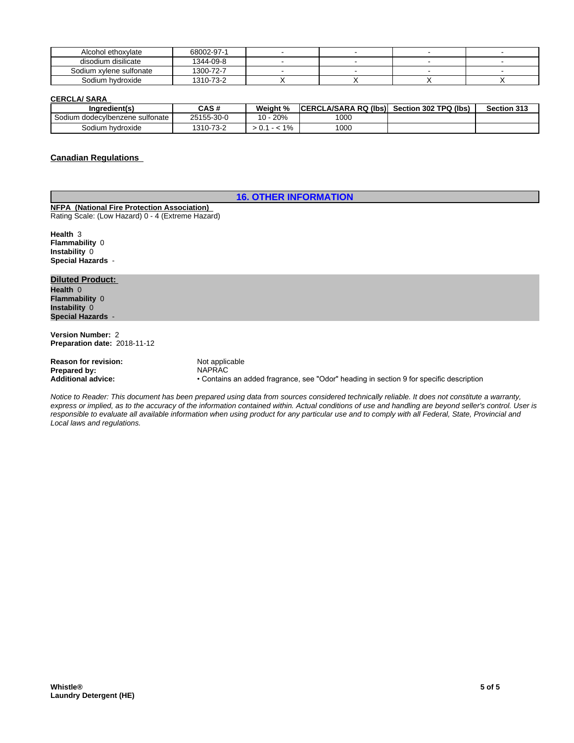| | | | | | |
|---|---|---|---|---|---|
| Alcohol ethoxylate | 68002-97-1 | - | - | - | - |
| disodium disilicate | 1344-09-8 | - | - | - | - |
| Sodium xylene sulfonate | 1300-72-7 | - | - | - | - |
| Sodium hydroxide | 1310-73-2 | X | X | X | X |

**CERCLA/ SARA**

| Ingredient(s) | CAS # | Weight % | CERCLA/SARA RQ (lbs) | Section 302 TPQ (lbs) | Section 313 |
|---|---|---|---|---|---|
| Sodium dodecylbenzene sulfonate | 25155-30-0 | 10 - 20% | 1000 | | |
| Sodium hydroxide | 1310-73-2 | > 0.1 - < 1% | 1000 | | |

**Canadian Regulations**

## 16. OTHER INFORMATION

**NFPA (National Fire Protection Association)**
Rating Scale: (Low Hazard) 0 - 4 (Extreme Hazard)

**Health** 3
**Flammability** 0
**Instability** 0
**Special Hazards** -

**Diluted Product:**
**Health** 0
**Flammability** 0
**Instability** 0
**Special Hazards** -

**Version Number:** 2
**Preparation date:** 2018-11-12

**Reason for revision:** Not applicable
**Prepared by:** NAPRAC
**Additional advice:** • Contains an added fragrance, see "Odor" heading in section 9 for specific description

*Notice to Reader: This document has been prepared using data from sources considered technically reliable. It does not constitute a warranty, express or implied, as to the accuracy of the information contained within. Actual conditions of use and handling are beyond seller's control. User is responsible to evaluate all available information when using product for any particular use and to comply with all Federal, State, Provincial and Local laws and regulations.*